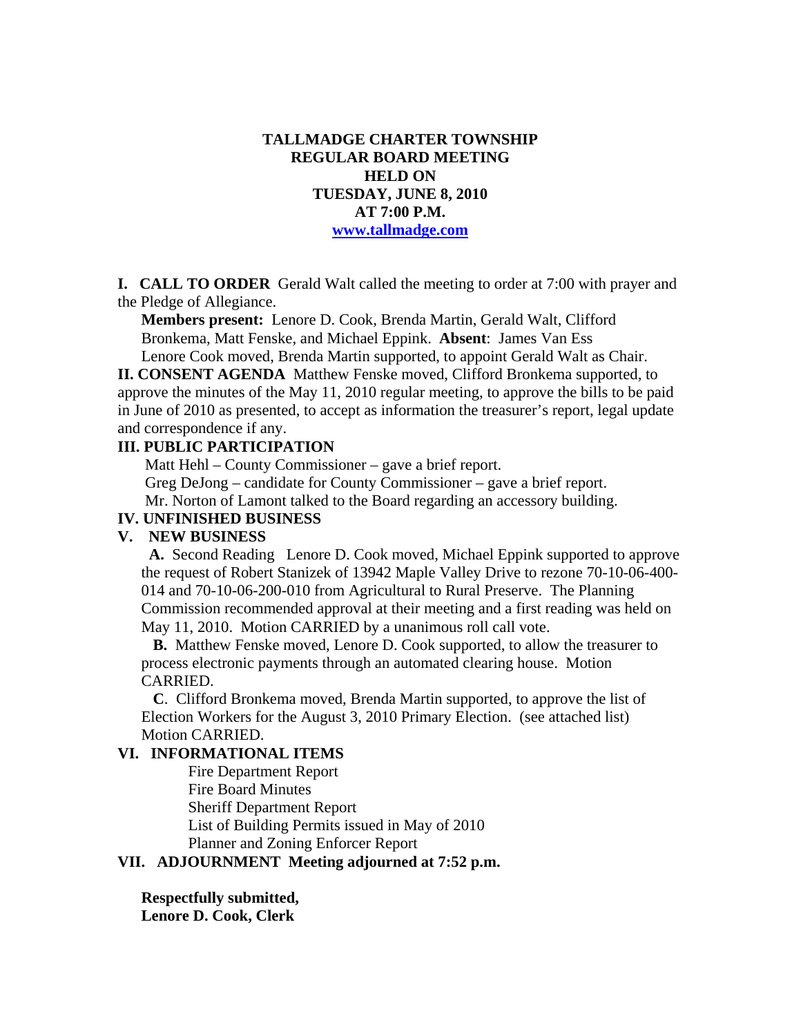# TALLMADGE CHARTER TOWNSHIP
# REGULAR BOARD MEETING
# HELD ON
# TUESDAY, JUNE 8, 2010
# AT 7:00 P.M.

**[www.tallmadge.com](http://www.tallmadge.com)**

**I. CALL TO ORDER** Gerald Walt called the meeting to order at 7:00 with prayer and the Pledge of Allegiance.

**Members present:** Lenore D. Cook, Brenda Martin, Gerald Walt, Clifford Bronkema, Matt Fenske, and Michael Eppink. **Absent**: James Van Ess

Lenore Cook moved, Brenda Martin supported, to appoint Gerald Walt as Chair.

**II. CONSENT AGENDA** Matthew Fenske moved, Clifford Bronkema supported, to approve the minutes of the May 11, 2010 regular meeting, to approve the bills to be paid in June of 2010 as presented, to accept as information the treasurer's report, legal update and correspondence if any.

**III. PUBLIC PARTICIPATION**

Matt Hehl – County Commissioner – gave a brief report.

Greg DeJong – candidate for County Commissioner – gave a brief report.

Mr. Norton of Lamont talked to the Board regarding an accessory building.

**IV. UNFINISHED BUSINESS**

**V. NEW BUSINESS**

**A.** Second Reading Lenore D. Cook moved, Michael Eppink supported to approve the request of Robert Stanizek of 13942 Maple Valley Drive to rezone 70-10-06-400-014 and 70-10-06-200-010 from Agricultural to Rural Preserve. The Planning Commission recommended approval at their meeting and a first reading was held on May 11, 2010. Motion CARRIED by a unanimous roll call vote.

**B.** Matthew Fenske moved, Lenore D. Cook supported, to allow the treasurer to process electronic payments through an automated clearing house. Motion CARRIED.

**C**. Clifford Bronkema moved, Brenda Martin supported, to approve the list of Election Workers for the August 3, 2010 Primary Election. (see attached list) Motion CARRIED.

**VI. INFORMATIONAL ITEMS**

Fire Department Report
Fire Board Minutes
Sheriff Department Report
List of Building Permits issued in May of 2010
Planner and Zoning Enforcer Report

**VII. ADJOURNMENT Meeting adjourned at 7:52 p.m.**

**Respectfully submitted,**
**Lenore D. Cook, Clerk**